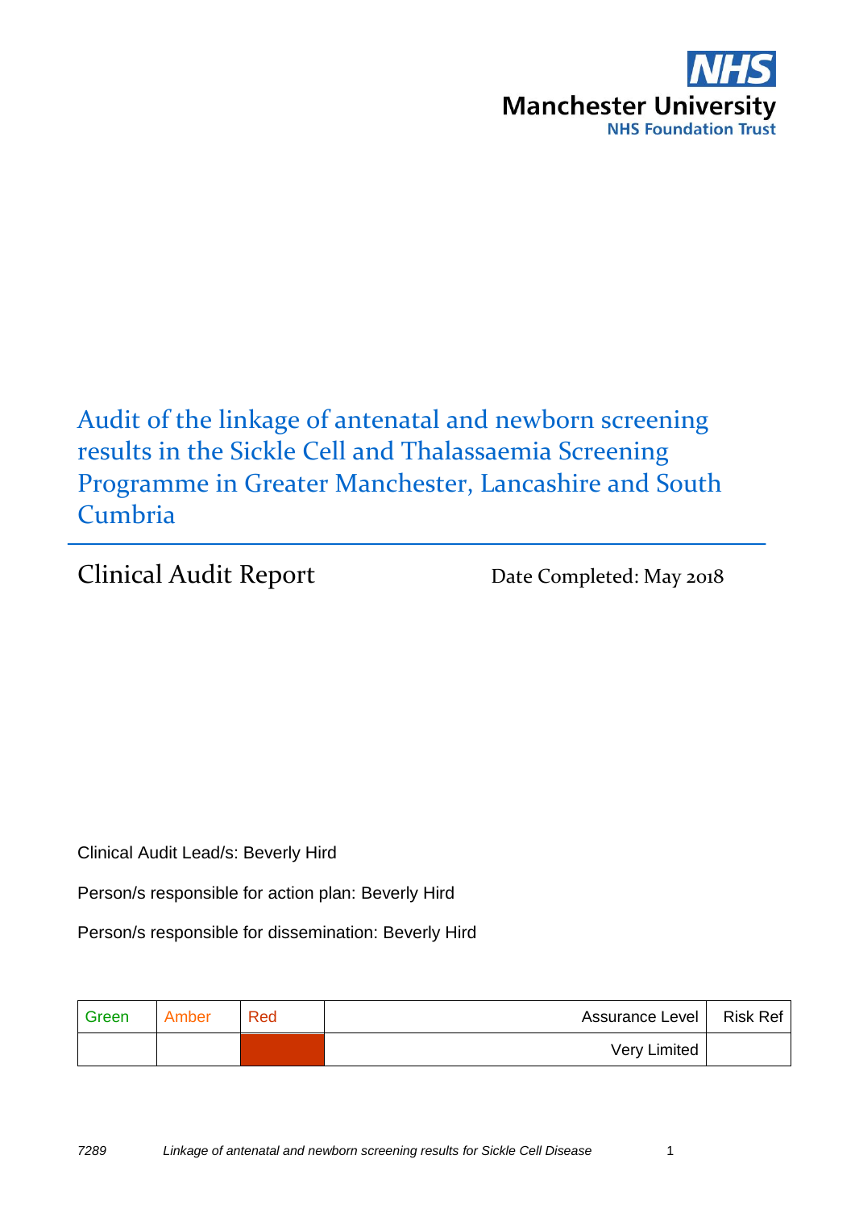NHS
Manchester University
NHS Foundation Trust

# Audit of the linkage of antenatal and newborn screening results in the Sickle Cell and Thalassaemia Screening Programme in Greater Manchester, Lancashire and South Cumbria

## Clinical Audit Report

Date Completed: May 2018

Clinical Audit Lead/s: Beverly Hird

Person/s responsible for action plan: Beverly Hird

Person/s responsible for dissemination: Beverly Hird

| Green | Amber | Red | Assurance Level | Risk Ref |
|---|---|---|---|---|
| | | ■ | Very Limited | |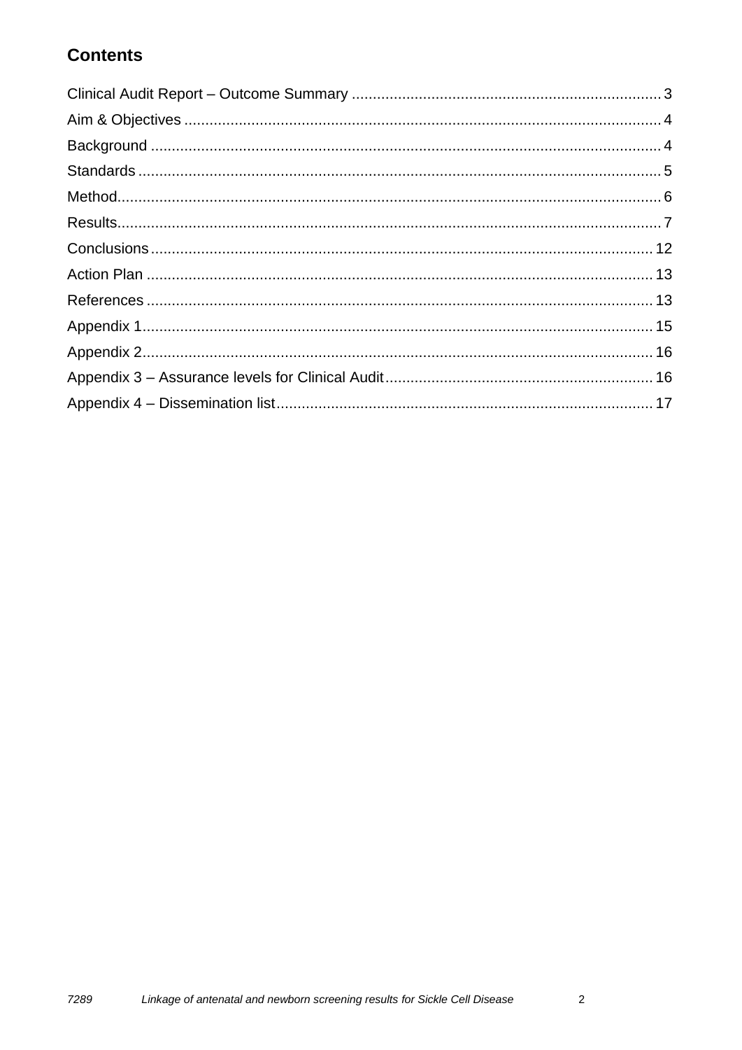## Contents

Clinical Audit Report – Outcome Summary ......................................................................... 3
Aim & Objectives ................................................................................................................ 4
Background ........................................................................................................................ 4
Standards ........................................................................................................................... 5
Method................................................................................................................................ 6
Results................................................................................................................................ 7
Conclusions ...................................................................................................................... 12
Action Plan ....................................................................................................................... 13
References ....................................................................................................................... 13
Appendix 1........................................................................................................................ 15
Appendix 2........................................................................................................................ 16
Appendix 3 – Assurance levels for Clinical Audit............................................................... 16
Appendix 4 – Dissemination list........................................................................................ 17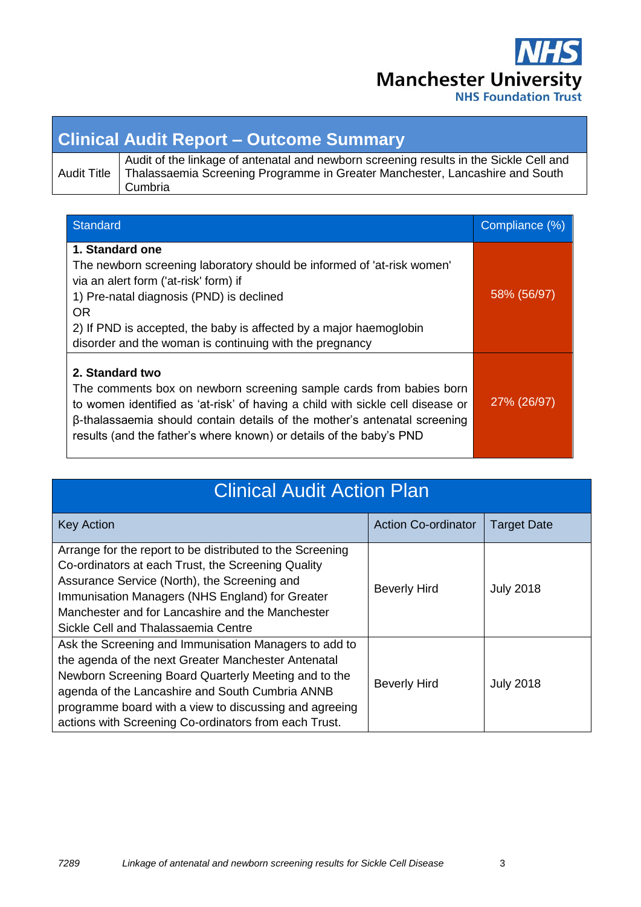## Clinical Audit Report – Outcome Summary

| Audit Title | Audit of the linkage of antenatal and newborn screening results in the Sickle Cell and Thalassaemia Screening Programme in Greater Manchester, Lancashire and South Cumbria |
|---|---|

| Standard | Compliance (%) |
|---|---|
| **1. Standard one**<br>The newborn screening laboratory should be informed of 'at-risk women' via an alert form ('at-risk' form) if<br>1) Pre-natal diagnosis (PND) is declined<br>OR<br>2) If PND is accepted, the baby is affected by a major haemoglobin disorder and the woman is continuing with the pregnancy | 58% (56/97) |
| **2. Standard two**<br>The comments box on newborn screening sample cards from babies born to women identified as 'at-risk' of having a child with sickle cell disease or β-thalassaemia should contain details of the mother's antenatal screening results (and the father's where known) or details of the baby's PND | 27% (26/97) |

## Clinical Audit Action Plan

| Key Action | Action Co-ordinator | Target Date |
|---|---|---|
| Arrange for the report to be distributed to the Screening Co-ordinators at each Trust, the Screening Quality Assurance Service (North), the Screening and Immunisation Managers (NHS England) for Greater Manchester and for Lancashire and the Manchester Sickle Cell and Thalassaemia Centre | Beverly Hird | July 2018 |
| Ask the Screening and Immunisation Managers to add to the agenda of the next Greater Manchester Antenatal Newborn Screening Board Quarterly Meeting and to the agenda of the Lancashire and South Cumbria ANNB programme board with a view to discussing and agreeing actions with Screening Co-ordinators from each Trust. | Beverly Hird | July 2018 |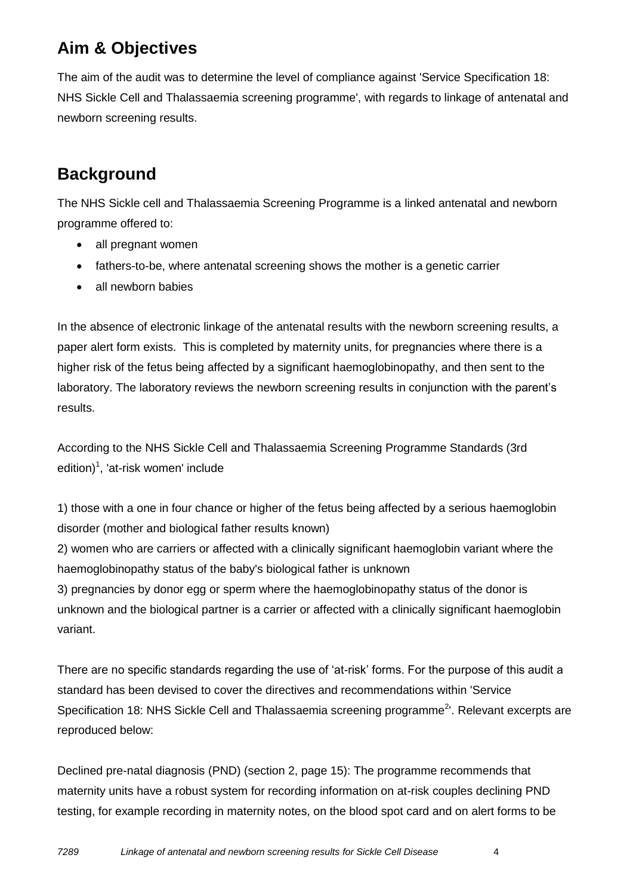## Aim & Objectives

The aim of the audit was to determine the level of compliance against 'Service Specification 18: NHS Sickle Cell and Thalassaemia screening programme', with regards to linkage of antenatal and newborn screening results.

## Background

The NHS Sickle cell and Thalassaemia Screening Programme is a linked antenatal and newborn programme offered to:

- all pregnant women
- fathers-to-be, where antenatal screening shows the mother is a genetic carrier
- all newborn babies

In the absence of electronic linkage of the antenatal results with the newborn screening results, a paper alert form exists. This is completed by maternity units, for pregnancies where there is a higher risk of the fetus being affected by a significant haemoglobinopathy, and then sent to the laboratory. The laboratory reviews the newborn screening results in conjunction with the parent's results.

According to the NHS Sickle Cell and Thalassaemia Screening Programme Standards (3rd edition)[1], 'at-risk women' include

1) those with a one in four chance or higher of the fetus being affected by a serious haemoglobin disorder (mother and biological father results known)
2) women who are carriers or affected with a clinically significant haemoglobin variant where the haemoglobinopathy status of the baby's biological father is unknown
3) pregnancies by donor egg or sperm where the haemoglobinopathy status of the donor is unknown and the biological partner is a carrier or affected with a clinically significant haemoglobin variant.

There are no specific standards regarding the use of 'at-risk' forms. For the purpose of this audit a standard has been devised to cover the directives and recommendations within 'Service Specification 18: NHS Sickle Cell and Thalassaemia screening programme[2]'. Relevant excerpts are reproduced below:

Declined pre-natal diagnosis (PND) (section 2, page 15): The programme recommends that maternity units have a robust system for recording information on at-risk couples declining PND testing, for example recording in maternity notes, on the blood spot card and on alert forms to be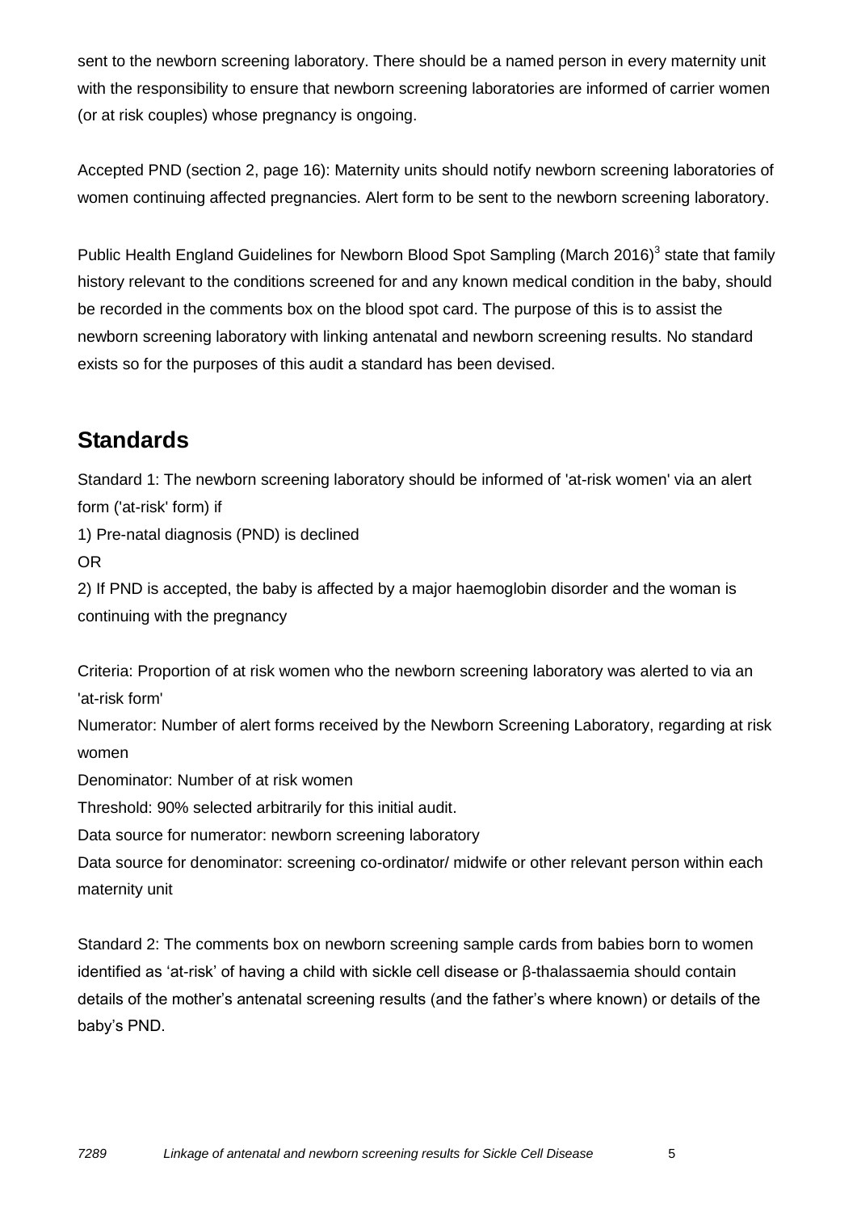sent to the newborn screening laboratory. There should be a named person in every maternity unit with the responsibility to ensure that newborn screening laboratories are informed of carrier women (or at risk couples) whose pregnancy is ongoing.

Accepted PND (section 2, page 16): Maternity units should notify newborn screening laboratories of women continuing affected pregnancies. Alert form to be sent to the newborn screening laboratory.

Public Health England Guidelines for Newborn Blood Spot Sampling (March 2016)[3] state that family history relevant to the conditions screened for and any known medical condition in the baby, should be recorded in the comments box on the blood spot card. The purpose of this is to assist the newborn screening laboratory with linking antenatal and newborn screening results. No standard exists so for the purposes of this audit a standard has been devised.

## Standards

Standard 1: The newborn screening laboratory should be informed of 'at-risk women' via an alert form ('at-risk' form) if

1) Pre-natal diagnosis (PND) is declined

OR

2) If PND is accepted, the baby is affected by a major haemoglobin disorder and the woman is continuing with the pregnancy

Criteria: Proportion of at risk women who the newborn screening laboratory was alerted to via an 'at-risk form'

Numerator: Number of alert forms received by the Newborn Screening Laboratory, regarding at risk women

Denominator: Number of at risk women

Threshold: 90% selected arbitrarily for this initial audit.

Data source for numerator: newborn screening laboratory

Data source for denominator: screening co-ordinator/ midwife or other relevant person within each maternity unit

Standard 2: The comments box on newborn screening sample cards from babies born to women identified as 'at-risk' of having a child with sickle cell disease or β-thalassaemia should contain details of the mother's antenatal screening results (and the father's where known) or details of the baby's PND.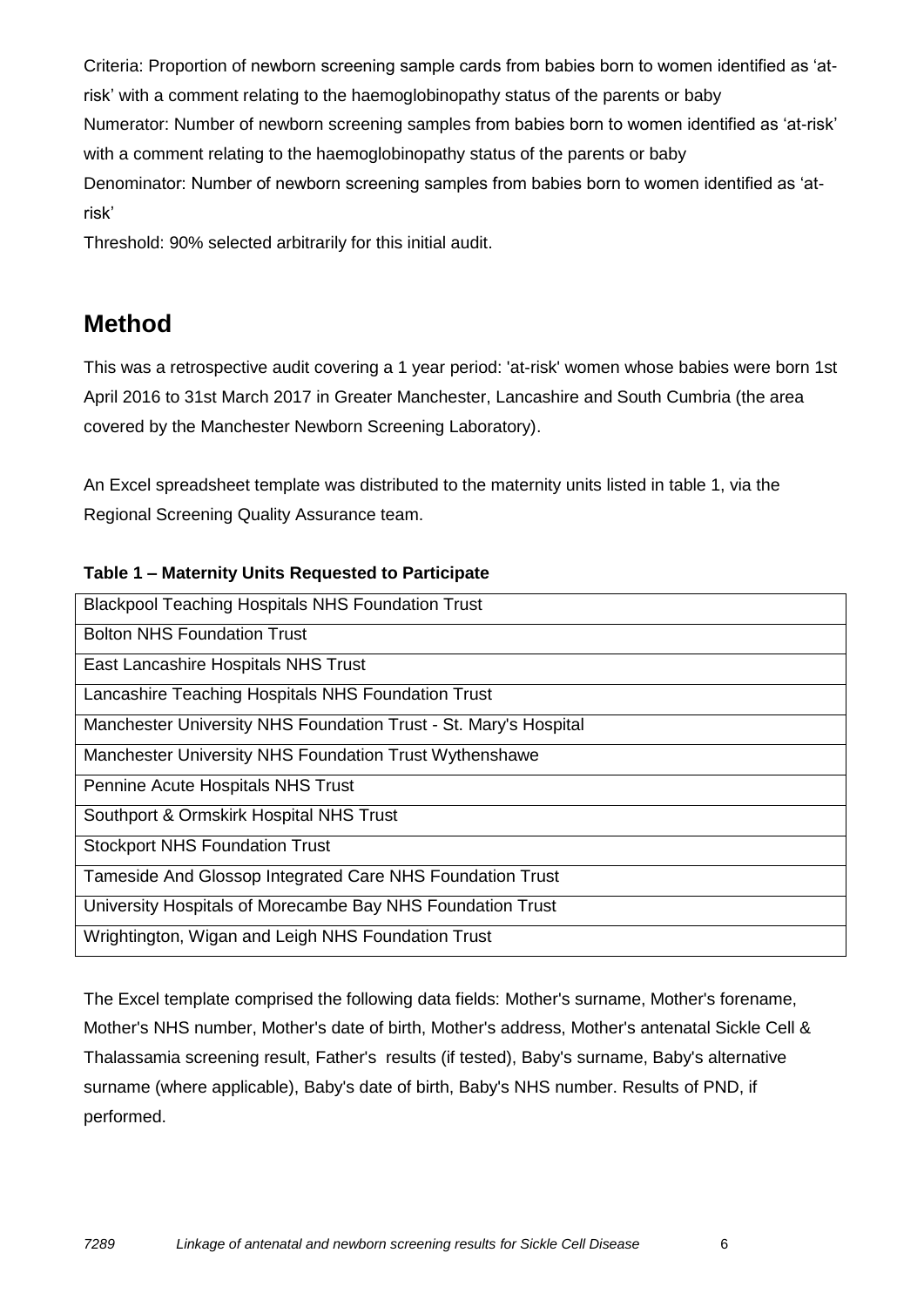Criteria: Proportion of newborn screening sample cards from babies born to women identified as 'at-risk' with a comment relating to the haemoglobinopathy status of the parents or baby

Numerator: Number of newborn screening samples from babies born to women identified as 'at-risk' with a comment relating to the haemoglobinopathy status of the parents or baby

Denominator: Number of newborn screening samples from babies born to women identified as 'at-risk'

Threshold: 90% selected arbitrarily for this initial audit.

## Method

This was a retrospective audit covering a 1 year period: 'at-risk' women whose babies were born 1st April 2016 to 31st March 2017 in Greater Manchester, Lancashire and South Cumbria (the area covered by the Manchester Newborn Screening Laboratory).

An Excel spreadsheet template was distributed to the maternity units listed in table 1, via the Regional Screening Quality Assurance team.

**Table 1 – Maternity Units Requested to Participate**

| Maternity Units Requested to Participate |
|---|
| Blackpool Teaching Hospitals NHS Foundation Trust |
| Bolton NHS Foundation Trust |
| East Lancashire Hospitals NHS Trust |
| Lancashire Teaching Hospitals NHS Foundation Trust |
| Manchester University NHS Foundation Trust - St. Mary's Hospital |
| Manchester University NHS Foundation Trust Wythenshawe |
| Pennine Acute Hospitals NHS Trust |
| Southport & Ormskirk Hospital NHS Trust |
| Stockport NHS Foundation Trust |
| Tameside And Glossop Integrated Care NHS Foundation Trust |
| University Hospitals of Morecambe Bay NHS Foundation Trust |
| Wrightington, Wigan and Leigh NHS Foundation Trust |

The Excel template comprised the following data fields: Mother's surname, Mother's forename, Mother's NHS number, Mother's date of birth, Mother's address, Mother's antenatal Sickle Cell & Thalassamia screening result, Father's results (if tested), Baby's surname, Baby's alternative surname (where applicable), Baby's date of birth, Baby's NHS number. Results of PND, if performed.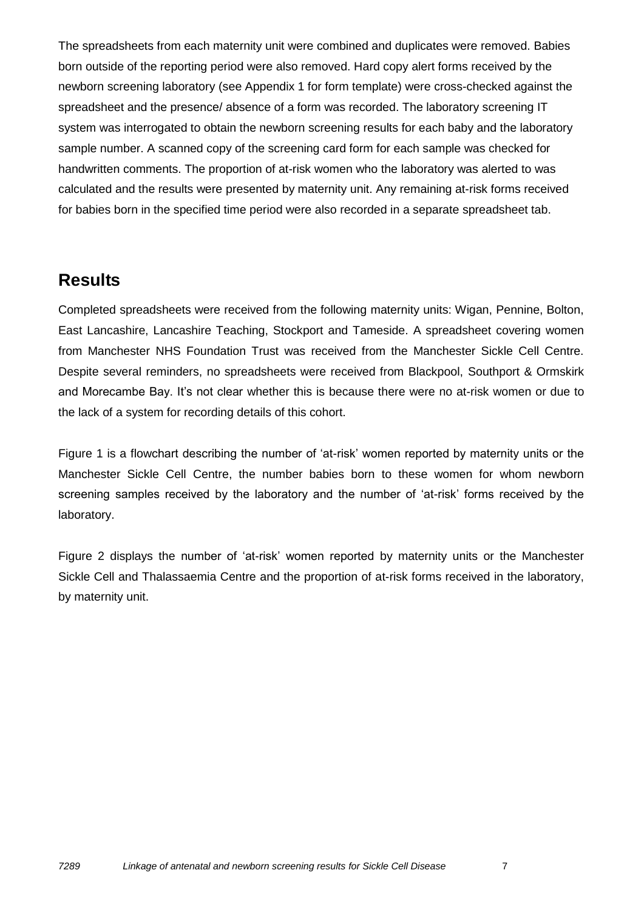The spreadsheets from each maternity unit were combined and duplicates were removed. Babies born outside of the reporting period were also removed. Hard copy alert forms received by the newborn screening laboratory (see Appendix 1 for form template) were cross-checked against the spreadsheet and the presence/ absence of a form was recorded. The laboratory screening IT system was interrogated to obtain the newborn screening results for each baby and the laboratory sample number. A scanned copy of the screening card form for each sample was checked for handwritten comments. The proportion of at-risk women who the laboratory was alerted to was calculated and the results were presented by maternity unit. Any remaining at-risk forms received for babies born in the specified time period were also recorded in a separate spreadsheet tab.

## Results

Completed spreadsheets were received from the following maternity units: Wigan, Pennine, Bolton, East Lancashire, Lancashire Teaching, Stockport and Tameside. A spreadsheet covering women from Manchester NHS Foundation Trust was received from the Manchester Sickle Cell Centre. Despite several reminders, no spreadsheets were received from Blackpool, Southport & Ormskirk and Morecambe Bay. It's not clear whether this is because there were no at-risk women or due to the lack of a system for recording details of this cohort.

Figure 1 is a flowchart describing the number of 'at-risk' women reported by maternity units or the Manchester Sickle Cell Centre, the number babies born to these women for whom newborn screening samples received by the laboratory and the number of 'at-risk' forms received by the laboratory.

Figure 2 displays the number of 'at-risk' women reported by maternity units or the Manchester Sickle Cell and Thalassaemia Centre and the proportion of at-risk forms received in the laboratory, by maternity unit.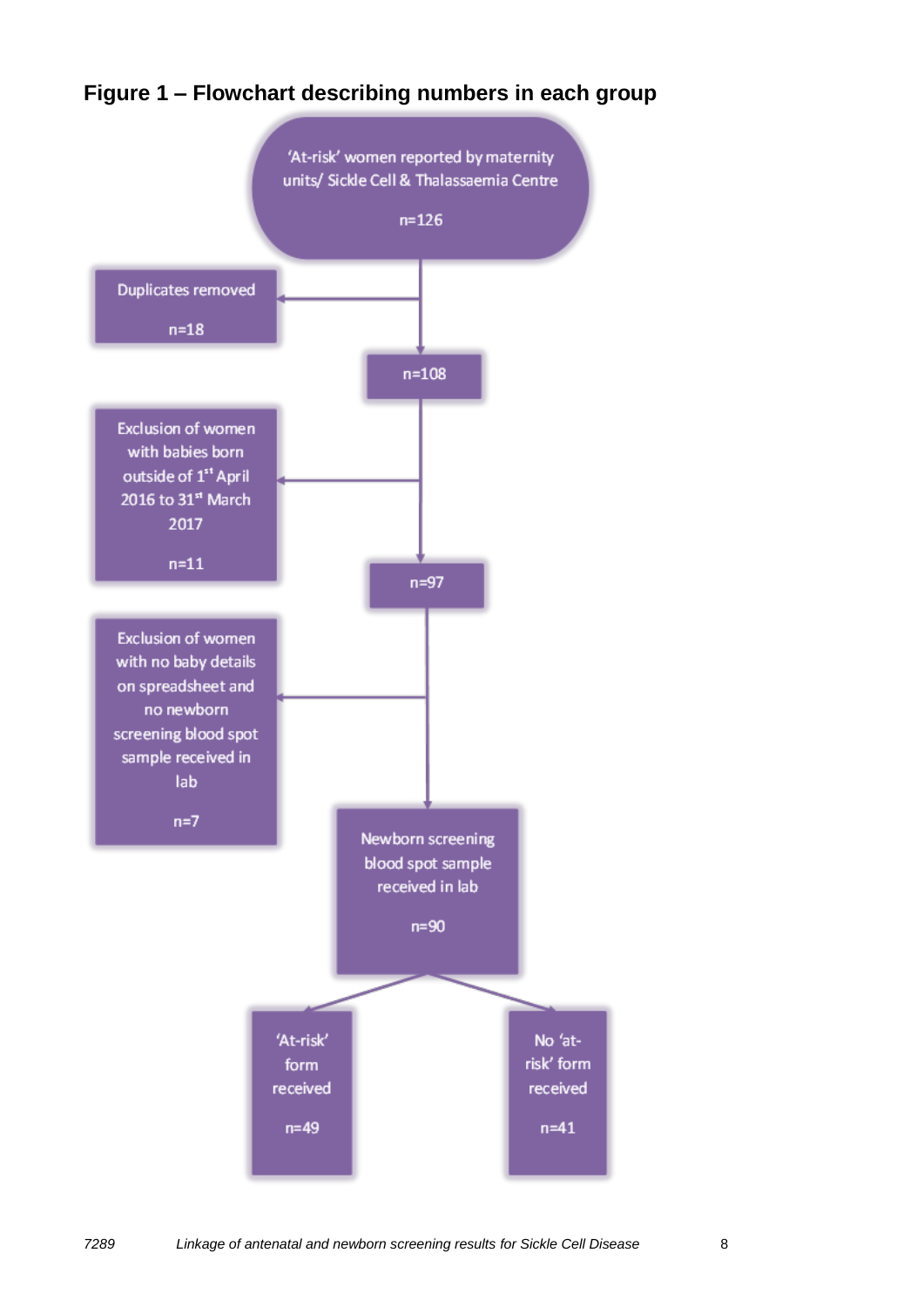**Figure 1 – Flowchart describing numbers in each group**

'At-risk' women reported by maternity units/ Sickle Cell & Thalassaemia Centre

n=126

Duplicates removed

n=18

n=108

Exclusion of women with babies born outside of 1st April 2016 to 31st March 2017

n=11

n=97

Exclusion of women with no baby details on spreadsheet and no newborn screening blood spot sample received in lab

n=7

Newborn screening blood spot sample received in lab

n=90

'At-risk' form received

n=49

No 'at-risk' form received

n=41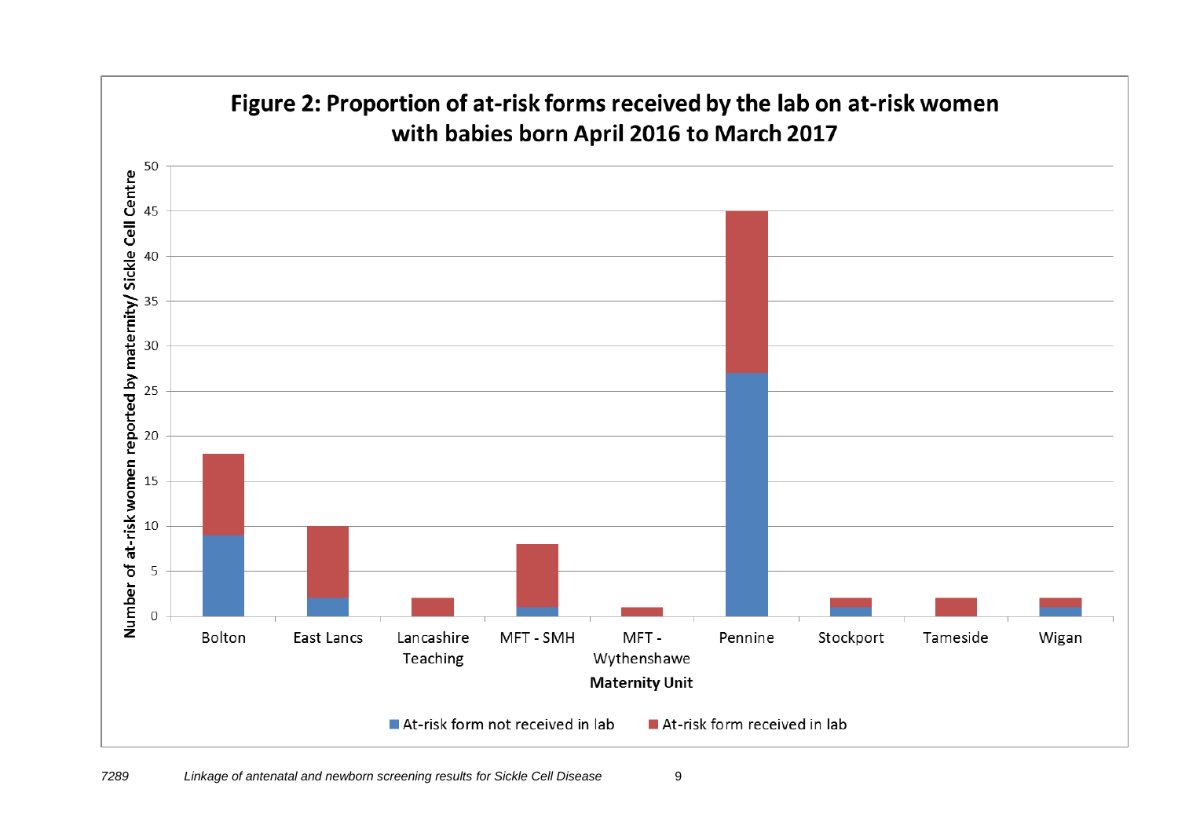**Figure 2: Proportion of at-risk forms received by the lab on at-risk women with babies born April 2016 to March 2017**

Number of at-risk women reported by maternity/ Sickle Cell Centre

50
45
40
35
30
25
20
15
10
5
0

Bolton | East Lancs | Lancashire Teaching | MFT - SMH | MFT - Wythenshawe | Pennine | Stockport | Tameside | Wigan

**Maternity Unit**

■ At-risk form not received in lab ■ At-risk form received in lab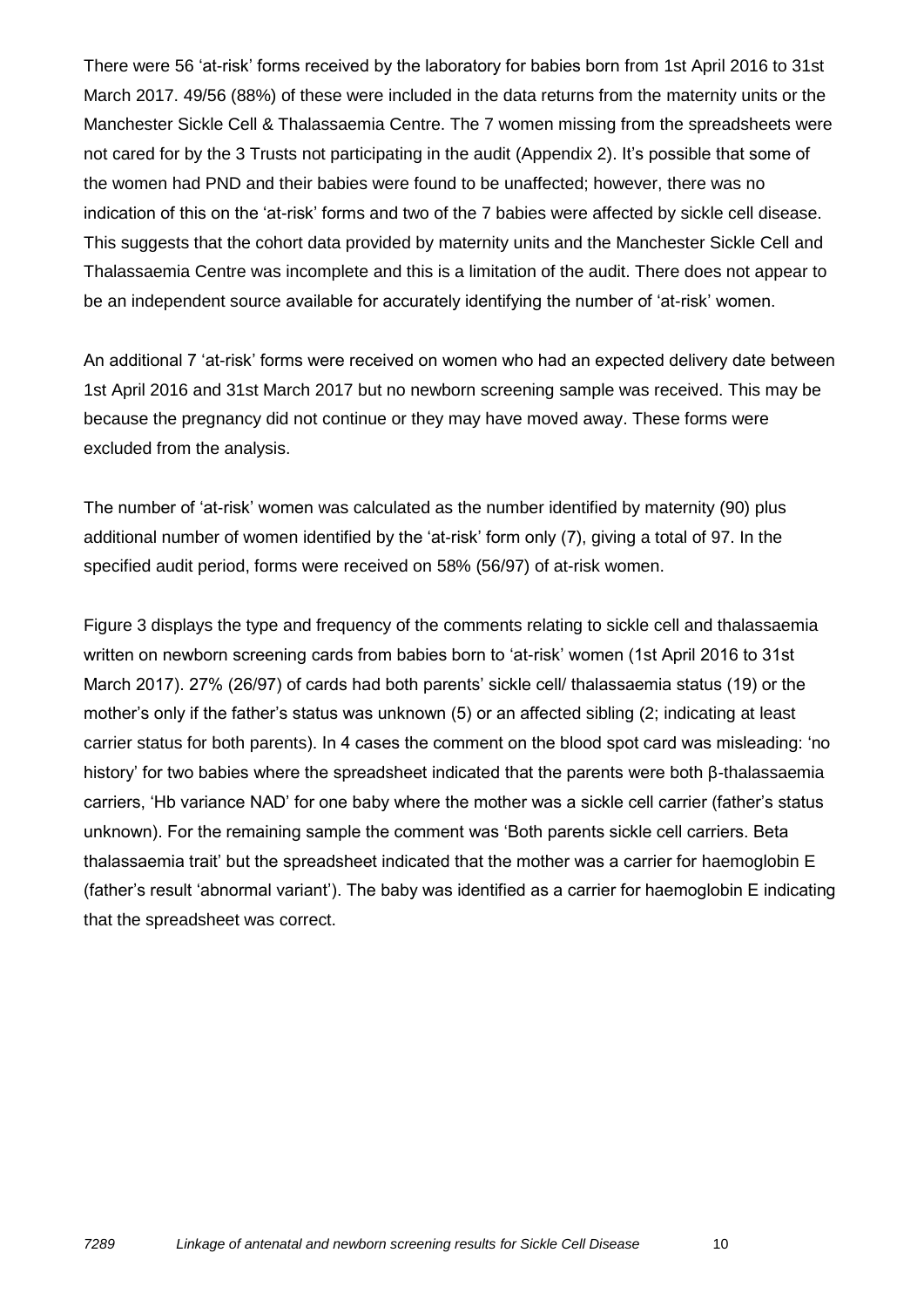There were 56 'at-risk' forms received by the laboratory for babies born from 1st April 2016 to 31st March 2017. 49/56 (88%) of these were included in the data returns from the maternity units or the Manchester Sickle Cell & Thalassaemia Centre. The 7 women missing from the spreadsheets were not cared for by the 3 Trusts not participating in the audit (Appendix 2). It's possible that some of the women had PND and their babies were found to be unaffected; however, there was no indication of this on the 'at-risk' forms and two of the 7 babies were affected by sickle cell disease. This suggests that the cohort data provided by maternity units and the Manchester Sickle Cell and Thalassaemia Centre was incomplete and this is a limitation of the audit. There does not appear to be an independent source available for accurately identifying the number of 'at-risk' women.

An additional 7 'at-risk' forms were received on women who had an expected delivery date between 1st April 2016 and 31st March 2017 but no newborn screening sample was received. This may be because the pregnancy did not continue or they may have moved away. These forms were excluded from the analysis.

The number of 'at-risk' women was calculated as the number identified by maternity (90) plus additional number of women identified by the 'at-risk' form only (7), giving a total of 97. In the specified audit period, forms were received on 58% (56/97) of at-risk women.

Figure 3 displays the type and frequency of the comments relating to sickle cell and thalassaemia written on newborn screening cards from babies born to 'at-risk' women (1st April 2016 to 31st March 2017). 27% (26/97) of cards had both parents' sickle cell/ thalassaemia status (19) or the mother's only if the father's status was unknown (5) or an affected sibling (2; indicating at least carrier status for both parents). In 4 cases the comment on the blood spot card was misleading: 'no history' for two babies where the spreadsheet indicated that the parents were both β-thalassaemia carriers, 'Hb variance NAD' for one baby where the mother was a sickle cell carrier (father's status unknown). For the remaining sample the comment was 'Both parents sickle cell carriers. Beta thalassaemia trait' but the spreadsheet indicated that the mother was a carrier for haemoglobin E (father's result 'abnormal variant'). The baby was identified as a carrier for haemoglobin E indicating that the spreadsheet was correct.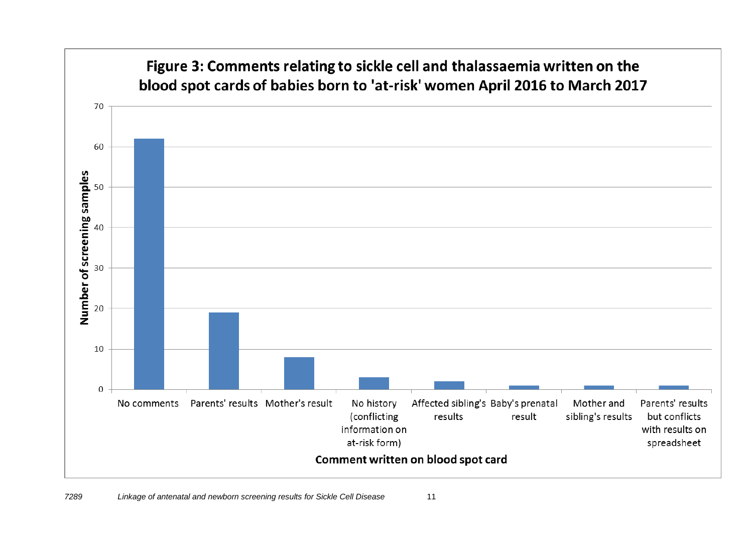**Figure 3: Comments relating to sickle cell and thalassaemia written on the blood spot cards of babies born to 'at-risk' women April 2016 to March 2017**

| Comment written on blood spot card | Number of screening samples |
|---|---|
| No comments | 62 |
| Parents' results | 19 |
| Mother's result | 8 |
| No history (conflicting information on at-risk form) | 3 |
| Affected sibling's results | 2 |
| Baby's prenatal result | 1 |
| Mother and sibling's results | 1 |
| Parents' results but conflicts with results on spreadsheet | 1 |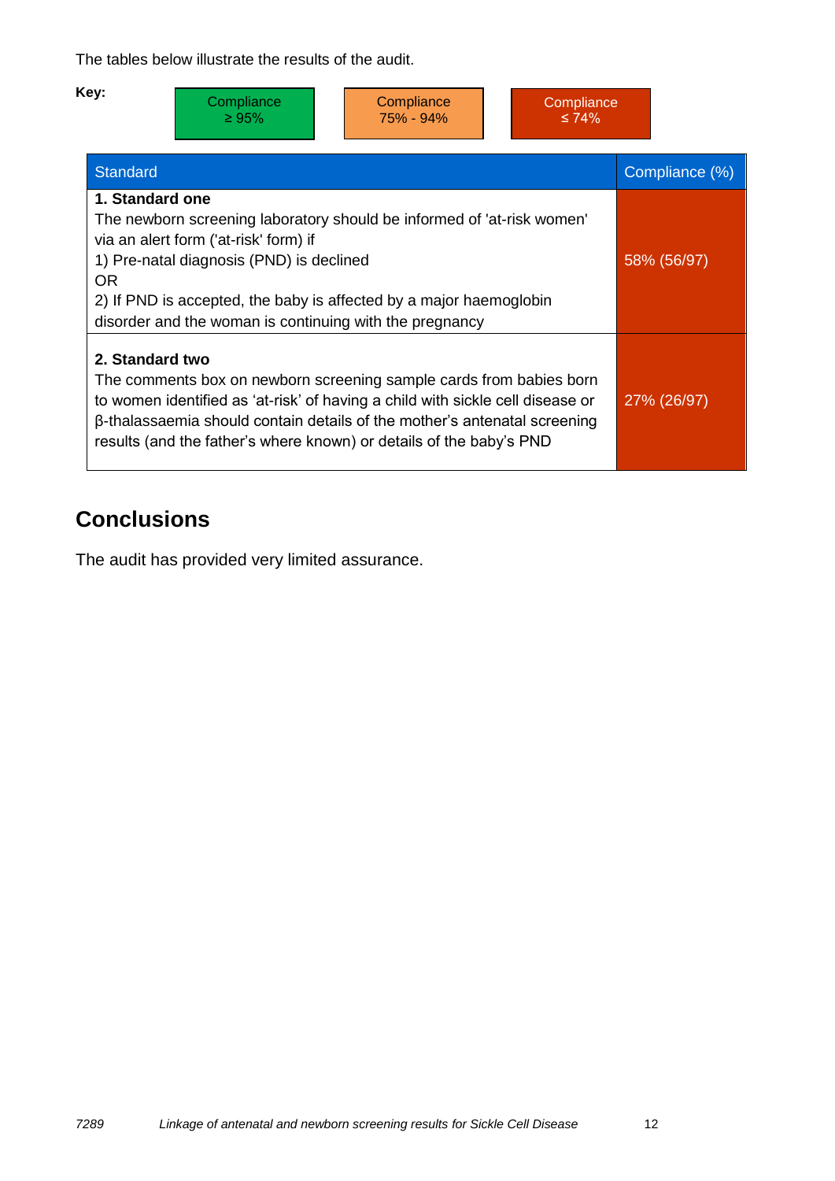The tables below illustrate the results of the audit.

**Key:**

| Compliance ≥ 95% | Compliance 75% - 94% | Compliance ≤ 74% |
|---|---|---|

| Standard | Compliance (%) |
|---|---|
| **1. Standard one**<br>The newborn screening laboratory should be informed of 'at-risk women' via an alert form ('at-risk' form) if<br>1) Pre-natal diagnosis (PND) is declined<br>OR<br>2) If PND is accepted, the baby is affected by a major haemoglobin disorder and the woman is continuing with the pregnancy | 58% (56/97) |
| **2. Standard two**<br>The comments box on newborn screening sample cards from babies born to women identified as 'at-risk' of having a child with sickle cell disease or β-thalassaemia should contain details of the mother's antenatal screening results (and the father's where known) or details of the baby's PND | 27% (26/97) |

## Conclusions

The audit has provided very limited assurance.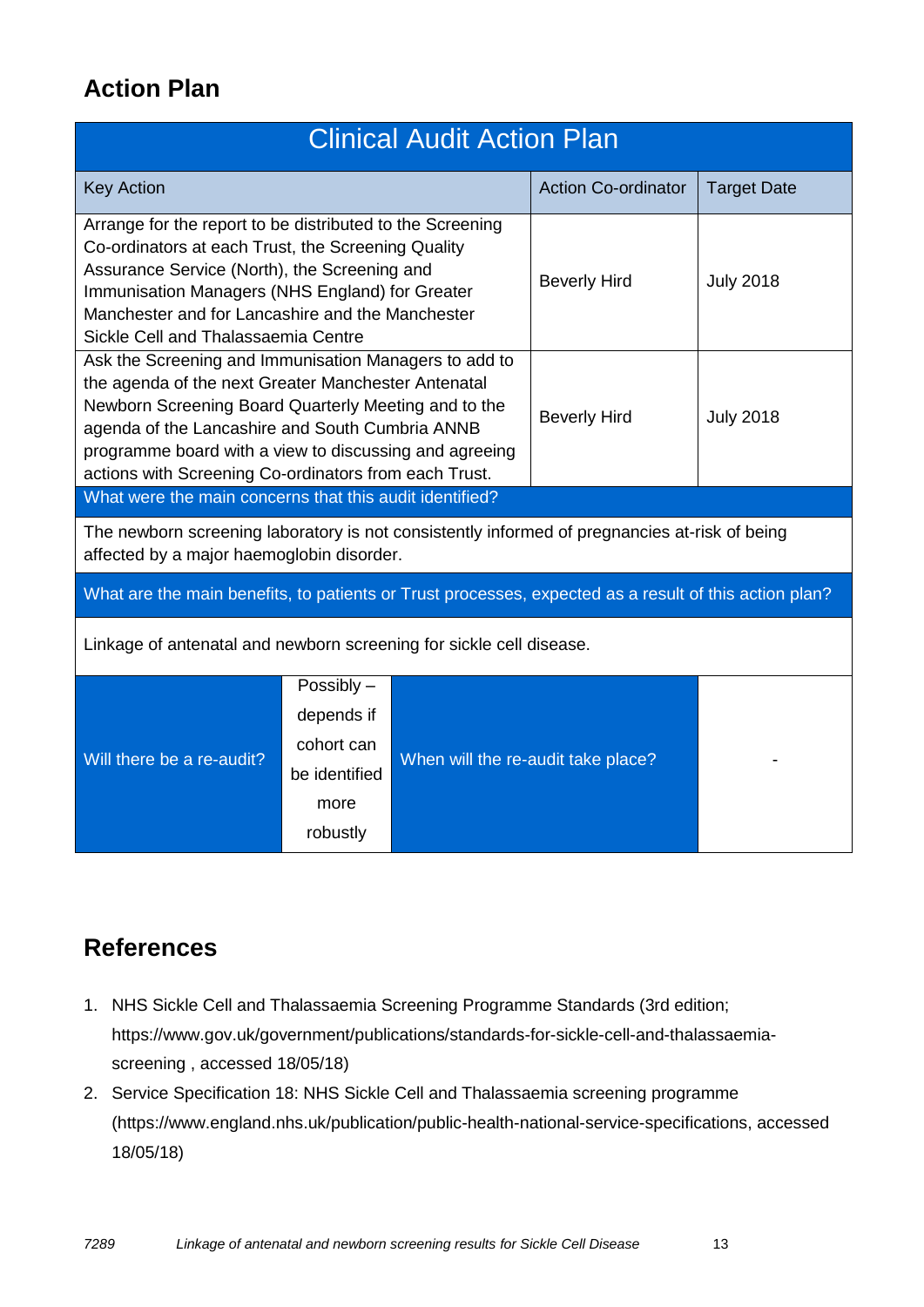## Action Plan

| Clinical Audit Action Plan | | |
|---|---|---|
| Key Action | Action Co-ordinator | Target Date |
| Arrange for the report to be distributed to the Screening Co-ordinators at each Trust, the Screening Quality Assurance Service (North), the Screening and Immunisation Managers (NHS England) for Greater Manchester and for Lancashire and the Manchester Sickle Cell and Thalassaemia Centre | Beverly Hird | July 2018 |
| Ask the Screening and Immunisation Managers to add to the agenda of the next Greater Manchester Antenatal Newborn Screening Board Quarterly Meeting and to the agenda of the Lancashire and South Cumbria ANNB programme board with a view to discussing and agreeing actions with Screening Co-ordinators from each Trust. | Beverly Hird | July 2018 |

| What were the main concerns that this audit identified? |
|---|
| The newborn screening laboratory is not consistently informed of pregnancies at-risk of being affected by a major haemoglobin disorder. |

| What are the main benefits, to patients or Trust processes, expected as a result of this action plan? |
|---|
| Linkage of antenatal and newborn screening for sickle cell disease. |

| Will there be a re-audit? | Possibly – depends if cohort can be identified more robustly | When will the re-audit take place? | - |
|---|---|---|---|

## References

1. NHS Sickle Cell and Thalassaemia Screening Programme Standards (3rd edition; https://www.gov.uk/government/publications/standards-for-sickle-cell-and-thalassaemia-screening , accessed 18/05/18)
2. Service Specification 18: NHS Sickle Cell and Thalassaemia screening programme (https://www.england.nhs.uk/publication/public-health-national-service-specifications, accessed 18/05/18)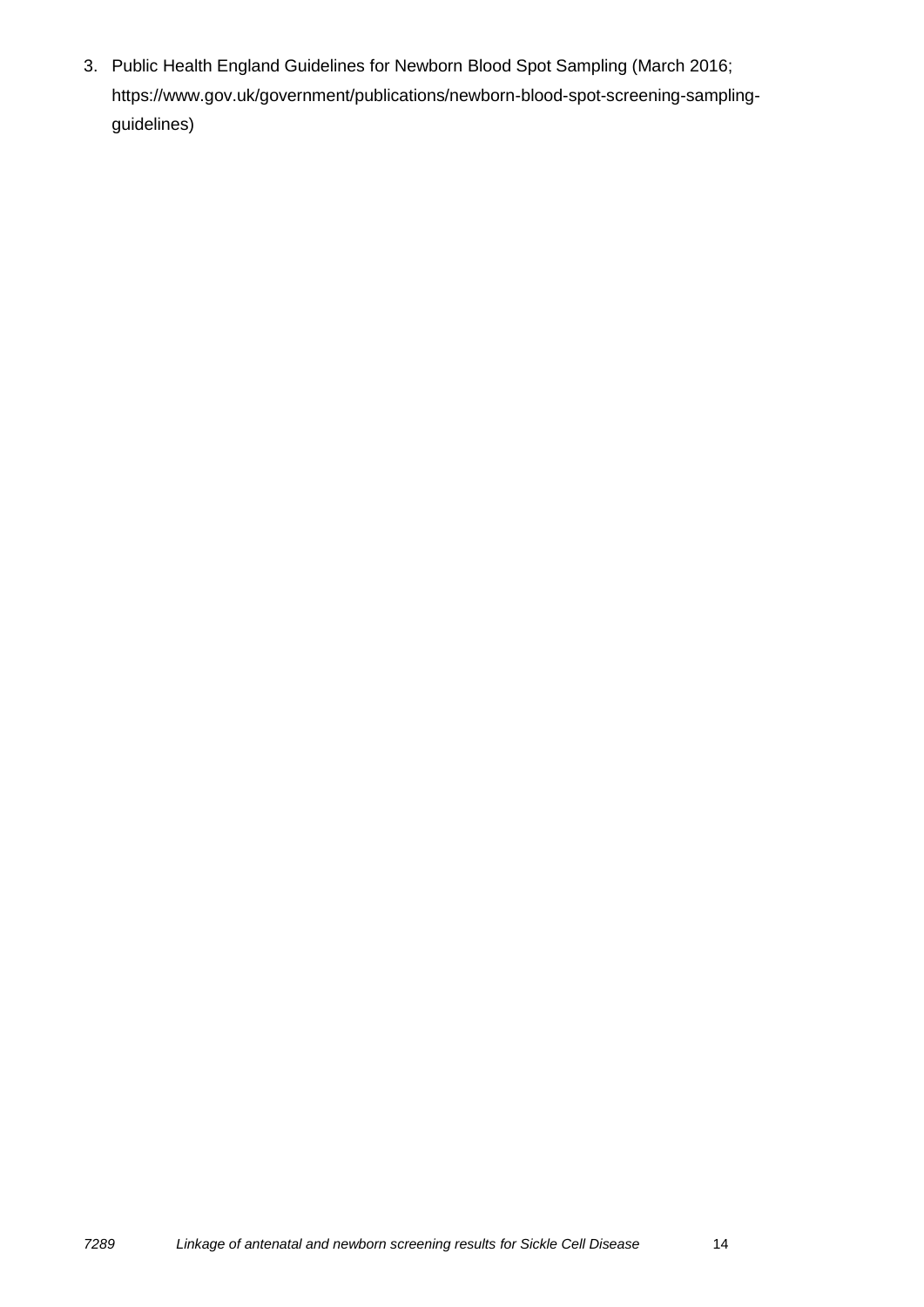3. Public Health England Guidelines for Newborn Blood Spot Sampling (March 2016; https://www.gov.uk/government/publications/newborn-blood-spot-screening-sampling-guidelines)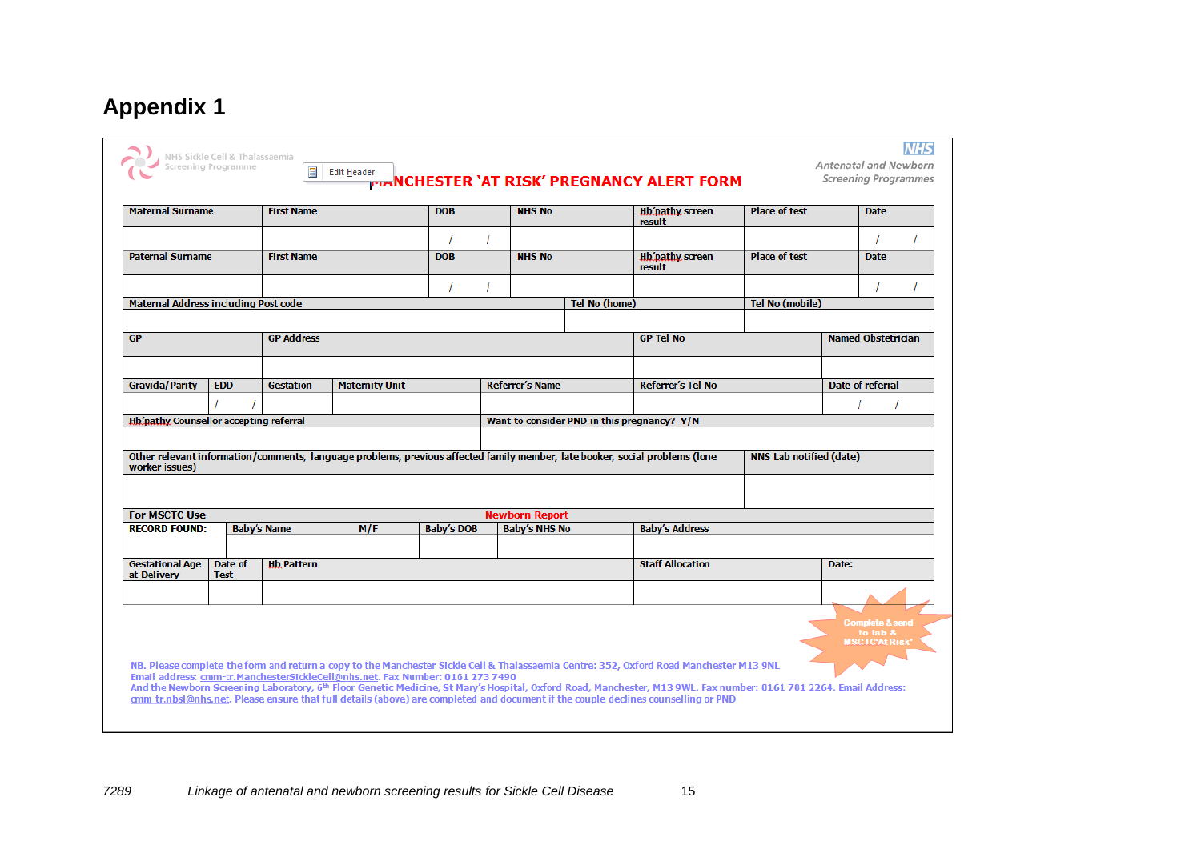# Appendix 1

NHS Sickle Cell & Thalassaemia Screening Programme

NHS Antenatal and Newborn Screening Programmes

## MANCHESTER 'AT RISK' PREGNANCY ALERT FORM

| Maternal Surname | First Name | DOB | NHS No | Hb'pathy screen result | Place of test | Date |
|---|---|---|---|---|---|---|
| | | / / | | | | / / |
| **Paternal Surname** | **First Name** | **DOB** | **NHS No** | **Hb'pathy screen result** | **Place of test** | **Date** |
| | | / / | | | | / / |

| Maternal Address including Post code | Tel No (home) | Tel No (mobile) |
|---|---|---|
| | | |

| GP | GP Address | GP Tel No | Named Obstetrician |
|---|---|---|---|
| | | | |

| Gravida/Parity | EDD | Gestation | Maternity Unit | Referrer's Name | Referrer's Tel No | Date of referral |
|---|---|---|---|---|---|---|
| | / / | | | | | / / |

| Hb'pathy Counsellor accepting referral | Want to consider PND in this pregnancy? Y/N |
|---|---|
| | |

| Other relevant information/comments, language problems, previous affected family member, late booker, social problems (lone worker issues) | NNS Lab notified (date) |
|---|---|
| | |

| For MSCTC Use | | | Newborn Report | | |
|---|---|---|---|---|---|
| RECORD FOUND: | Baby's Name M/F | Baby's DOB | Baby's NHS No | Baby's Address | |
| | | | | | |
| Gestational Age at Delivery | Date of Test | Hb Pattern | | Staff Allocation | Date: |
| | | | | | |

Complete & send to lab & MSCTC"At Risk"

NB. Please complete the form and return a copy to the Manchester Sickle Cell & Thalassaemia Centre: 352, Oxford Road Manchester M13 9NL
Email address: cmm-tr.ManchesterSickleCell@nhs.net. Fax Number: 0161 273 7490
And the Newborn Screening Laboratory, 6th Floor Genetic Medicine, St Mary's Hospital, Oxford Road, Manchester, M13 9WL. Fax number: 0161 701 2264. Email Address: cmm-tr.nbsl@nhs.net. Please ensure that full details (above) are completed and document if the couple declines counselling or PND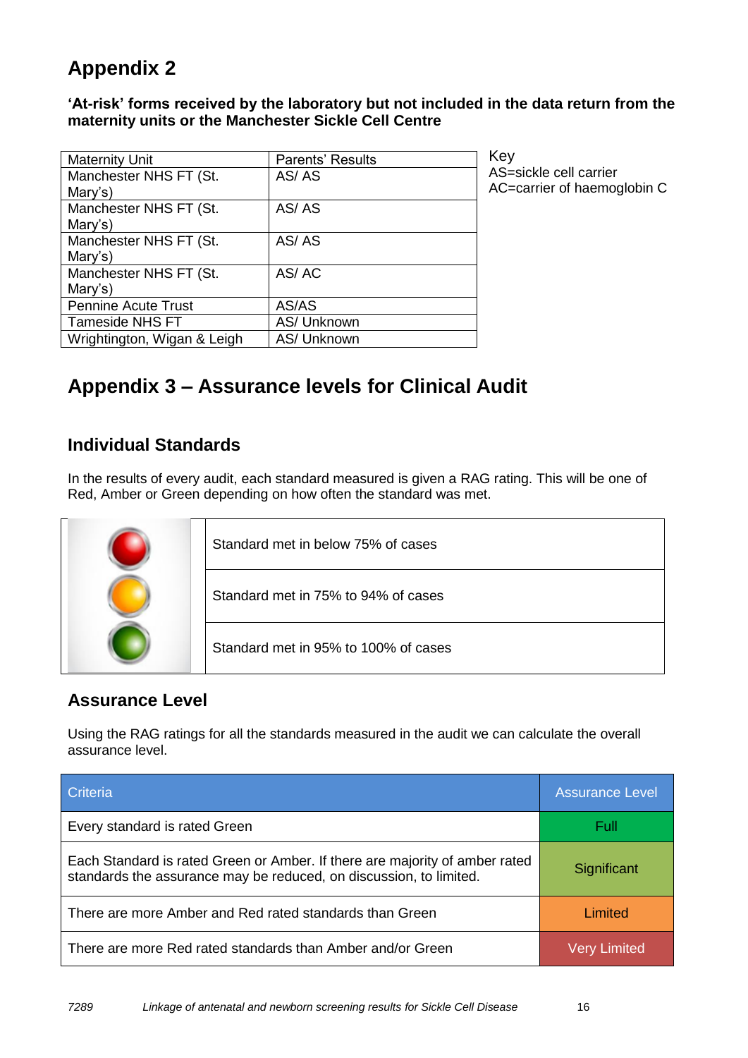# Appendix 2

**'At-risk' forms received by the laboratory but not included in the data return from the maternity units or the Manchester Sickle Cell Centre**

| Maternity Unit | Parents' Results |
|---|---|
| Manchester NHS FT (St. Mary's) | AS/ AS |
| Manchester NHS FT (St. Mary's) | AS/ AS |
| Manchester NHS FT (St. Mary's) | AS/ AS |
| Manchester NHS FT (St. Mary's) | AS/ AC |
| Pennine Acute Trust | AS/AS |
| Tameside NHS FT | AS/ Unknown |
| Wrightington, Wigan & Leigh | AS/ Unknown |

Key
AS=sickle cell carrier
AC=carrier of haemoglobin C

# Appendix 3 – Assurance levels for Clinical Audit

## Individual Standards

In the results of every audit, each standard measured is given a RAG rating. This will be one of Red, Amber or Green depending on how often the standard was met.

| RAG | Description |
|---|---|
| Red | Standard met in below 75% of cases |
| Amber | Standard met in 75% to 94% of cases |
| Green | Standard met in 95% to 100% of cases |

## Assurance Level

Using the RAG ratings for all the standards measured in the audit we can calculate the overall assurance level.

| Criteria | Assurance Level |
|---|---|
| Every standard is rated Green | Full |
| Each Standard is rated Green or Amber. If there are majority of amber rated standards the assurance may be reduced, on discussion, to limited. | Significant |
| There are more Amber and Red rated standards than Green | Limited |
| There are more Red rated standards than Amber and/or Green | Very Limited |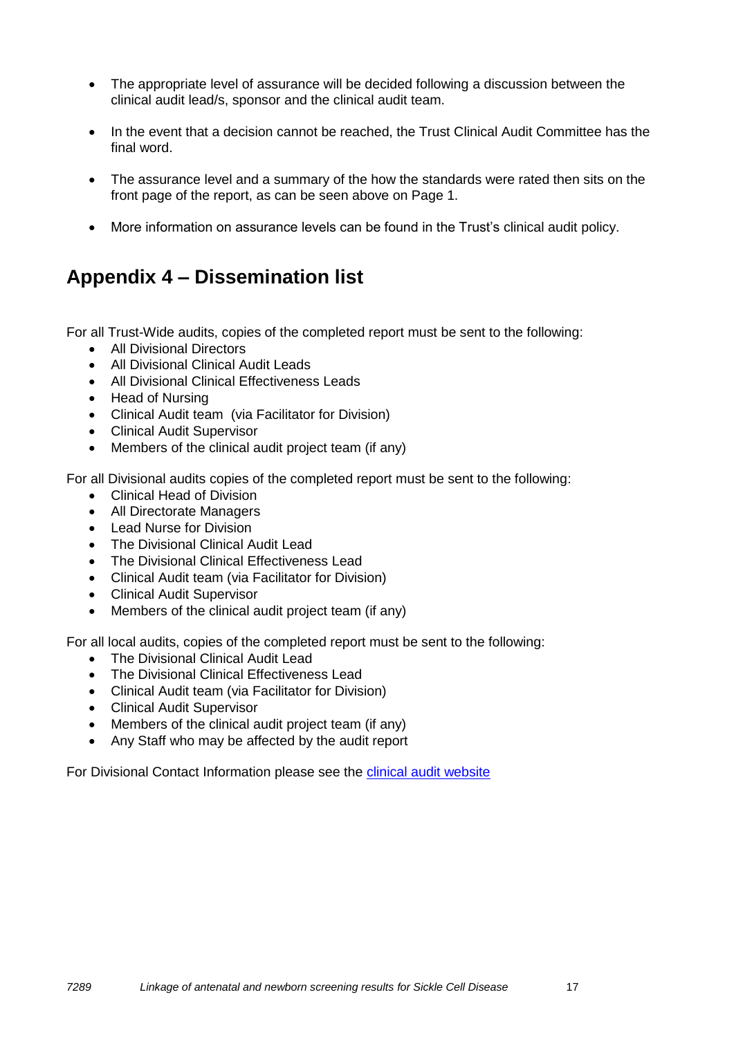- The appropriate level of assurance will be decided following a discussion between the clinical audit lead/s, sponsor and the clinical audit team.
- In the event that a decision cannot be reached, the Trust Clinical Audit Committee has the final word.
- The assurance level and a summary of the how the standards were rated then sits on the front page of the report, as can be seen above on Page 1.
- More information on assurance levels can be found in the Trust's clinical audit policy.

## Appendix 4 – Dissemination list

For all Trust-Wide audits, copies of the completed report must be sent to the following:

- All Divisional Directors
- All Divisional Clinical Audit Leads
- All Divisional Clinical Effectiveness Leads
- Head of Nursing
- Clinical Audit team (via Facilitator for Division)
- Clinical Audit Supervisor
- Members of the clinical audit project team (if any)

For all Divisional audits copies of the completed report must be sent to the following:

- Clinical Head of Division
- All Directorate Managers
- Lead Nurse for Division
- The Divisional Clinical Audit Lead
- The Divisional Clinical Effectiveness Lead
- Clinical Audit team (via Facilitator for Division)
- Clinical Audit Supervisor
- Members of the clinical audit project team (if any)

For all local audits, copies of the completed report must be sent to the following:

- The Divisional Clinical Audit Lead
- The Divisional Clinical Effectiveness Lead
- Clinical Audit team (via Facilitator for Division)
- Clinical Audit Supervisor
- Members of the clinical audit project team (if any)
- Any Staff who may be affected by the audit report

For Divisional Contact Information please see the clinical audit website